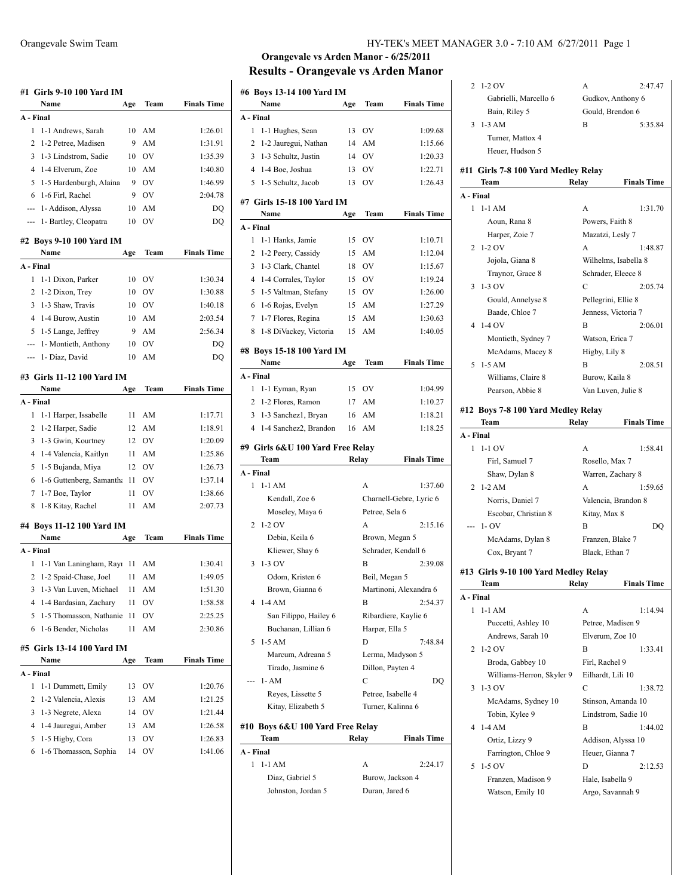## Orangevale vs Arden Manor - 6/25/2011

# Results - Orangevale vs Arden Manor

### #1 Girls 9-10 100 Yard IM

| | Name | Age | Team | Finals Time |
|---|---|---|---|---|
| **A - Final** | | | | |
| 1 | 1-1 Andrews, Sarah | 10 | AM | 1:26.01 |
| 2 | 1-2 Petree, Madisen | 9 | AM | 1:31.91 |
| 3 | 1-3 Lindstrom, Sadie | 10 | OV | 1:35.39 |
| 4 | 1-4 Elverum, Zoe | 10 | AM | 1:40.80 |
| 5 | 1-5 Hardenburgh, Alaina | 9 | OV | 1:46.99 |
| 6 | 1-6 Firl, Rachel | 9 | OV | 2:04.78 |
| --- | 1- Addison, Alyssa | 10 | AM | DQ |
| --- | 1- Bartley, Cleopatra | 10 | OV | DQ |

### #2 Boys 9-10 100 Yard IM

| | Name | Age | Team | Finals Time |
|---|---|---|---|---|
| **A - Final** | | | | |
| 1 | 1-1 Dixon, Parker | 10 | OV | 1:30.34 |
| 2 | 1-2 Dixon, Trey | 10 | OV | 1:30.88 |
| 3 | 1-3 Shaw, Travis | 10 | OV | 1:40.18 |
| 4 | 1-4 Burow, Austin | 10 | AM | 2:03.54 |
| 5 | 1-5 Lange, Jeffrey | 9 | AM | 2:56.34 |
| --- | 1- Montieth, Anthony | 10 | OV | DQ |
| --- | 1- Diaz, David | 10 | AM | DQ |

### #3 Girls 11-12 100 Yard IM

| | Name | Age | Team | Finals Time |
|---|---|---|---|---|
| **A - Final** | | | | |
| 1 | 1-1 Harper, Issabelle | 11 | AM | 1:17.71 |
| 2 | 1-2 Harper, Sadie | 12 | AM | 1:18.91 |
| 3 | 1-3 Gwin, Kourtney | 12 | OV | 1:20.09 |
| 4 | 1-4 Valencia, Kaitlyn | 11 | AM | 1:25.86 |
| 5 | 1-5 Bujanda, Miya | 12 | OV | 1:26.73 |
| 6 | 1-6 Guttenberg, Samantha | 11 | OV | 1:37.14 |
| 7 | 1-7 Boe, Taylor | 11 | OV | 1:38.66 |
| 8 | 1-8 Kitay, Rachel | 11 | AM | 2:07.73 |

### #4 Boys 11-12 100 Yard IM

| | Name | Age | Team | Finals Time |
|---|---|---|---|---|
| **A - Final** | | | | |
| 1 | 1-1 Van Laningham, Rayı | 11 | AM | 1:30.41 |
| 2 | 1-2 Spaid-Chase, Joel | 11 | AM | 1:49.05 |
| 3 | 1-3 Van Luven, Michael | 11 | AM | 1:51.30 |
| 4 | 1-4 Bardasian, Zachary | 11 | OV | 1:58.58 |
| 5 | 1-5 Thomasson, Nathanie | 11 | OV | 2:25.25 |
| 6 | 1-6 Bender, Nicholas | 11 | AM | 2:30.86 |

### #5 Girls 13-14 100 Yard IM

| | Name | Age | Team | Finals Time |
|---|---|---|---|---|
| **A - Final** | | | | |
| 1 | 1-1 Dummett, Emily | 13 | OV | 1:20.76 |
| 2 | 1-2 Valencia, Alexis | 13 | AM | 1:21.25 |
| 3 | 1-3 Negrete, Alexa | 14 | OV | 1:21.44 |
| 4 | 1-4 Jauregui, Amber | 13 | AM | 1:26.58 |
| 5 | 1-5 Higby, Cora | 13 | OV | 1:26.83 |
| 6 | 1-6 Thomasson, Sophia | 14 | OV | 1:41.06 |

### #6 Boys 13-14 100 Yard IM

| | Name | Age | Team | Finals Time |
|---|---|---|---|---|
| **A - Final** | | | | |
| 1 | 1-1 Hughes, Sean | 13 | OV | 1:09.68 |
| 2 | 1-2 Jauregui, Nathan | 14 | AM | 1:15.66 |
| 3 | 1-3 Schultz, Justin | 14 | OV | 1:20.33 |
| 4 | 1-4 Boe, Joshua | 13 | OV | 1:22.71 |
| 5 | 1-5 Schultz, Jacob | 13 | OV | 1:26.43 |

### #7 Girls 15-18 100 Yard IM

| | Name | Age | Team | Finals Time |
|---|---|---|---|---|
| **A - Final** | | | | |
| 1 | 1-1 Hanks, Jamie | 15 | OV | 1:10.71 |
| 2 | 1-2 Peery, Cassidy | 15 | AM | 1:12.04 |
| 3 | 1-3 Clark, Chantel | 18 | OV | 1:15.67 |
| 4 | 1-4 Corrales, Taylor | 15 | OV | 1:19.24 |
| 5 | 1-5 Valtman, Stefany | 15 | OV | 1:26.00 |
| 6 | 1-6 Rojas, Evelyn | 15 | AM | 1:27.29 |
| 7 | 1-7 Flores, Regina | 15 | AM | 1:30.63 |
| 8 | 1-8 DiVackey, Victoria | 15 | AM | 1:40.05 |

### #8 Boys 15-18 100 Yard IM

| | Name | Age | Team | Finals Time |
|---|---|---|---|---|
| **A - Final** | | | | |
| 1 | 1-1 Eyman, Ryan | 15 | OV | 1:04.99 |
| 2 | 1-2 Flores, Ramon | 17 | AM | 1:10.27 |
| 3 | 1-3 Sanchez1, Bryan | 16 | AM | 1:18.21 |
| 4 | 1-4 Sanchez2, Brandon | 16 | AM | 1:18.25 |

### #9 Girls 6&U 100 Yard Free Relay

| | Team | Relay | Finals Time |
|---|---|---|---|
| **A - Final** | | | |
| 1 | 1-1 AM | A | 1:37.60 |
| | Kendall, Zoe 6 | Charnell-Gebre, Lyric 6 | |
| | Moseley, Maya 6 | Petree, Sela 6 | |
| 2 | 1-2 OV | A | 2:15.16 |
| | Debia, Keila 6 | Brown, Megan 5 | |
| | Kliewer, Shay 6 | Schrader, Kendall 6 | |
| 3 | 1-3 OV | B | 2:39.08 |
| | Odom, Kristen 6 | Beil, Megan 5 | |
| | Brown, Gianna 6 | Martinoni, Alexandra 6 | |
| 4 | 1-4 AM | B | 2:54.37 |
| | San Filippo, Hailey 6 | Ribardiere, Kaylie 6 | |
| | Buchanan, Lillian 6 | Harper, Ella 5 | |
| 5 | 1-5 AM | D | 7:48.84 |
| | Marcum, Adreana 5 | Lerma, Madyson 5 | |
| | Tirado, Jasmine 6 | Dillon, Payten 4 | |
| --- | 1- AM | C | DQ |
| | Reyes, Lissette 5 | Petree, Isabelle 4 | |
| | Kitay, Elizabeth 5 | Turner, Kalinna 6 | |

### #10 Boys 6&U 100 Yard Free Relay

| | Team | Relay | Finals Time |
|---|---|---|---|
| **A - Final** | | | |
| 1 | 1-1 AM | A | 2:24.17 |
| | Diaz, Gabriel 5 | Burow, Jackson 4 | |
| | Johnston, Jordan 5 | Duran, Jared 6 | |
| 2 | 1-2 OV | A | 2:47.47 |
| | Gabrielli, Marcello 6 | Gudkov, Anthony 6 | |
| | Bain, Riley 5 | Gould, Brendon 6 | |
| 3 | 1-3 AM | B | 5:35.84 |
| | Turner, Mattox 4 | | |
| | Heuer, Hudson 5 | | |

### #11 Girls 7-8 100 Yard Medley Relay

| | Team | Relay | Finals Time |
|---|---|---|---|
| **A - Final** | | | |
| 1 | 1-1 AM | A | 1:31.70 |
| | Aoun, Rana 8 | Powers, Faith 8 | |
| | Harper, Zoie 7 | Mazatzi, Lesly 7 | |
| 2 | 1-2 OV | A | 1:48.87 |
| | Jojola, Giana 8 | Wilhelms, Isabella 8 | |
| | Traynor, Grace 8 | Schrader, Eleece 8 | |
| 3 | 1-3 OV | C | 2:05.74 |
| | Gould, Annelyse 8 | Pellegrini, Ellie 8 | |
| | Baade, Chloe 7 | Jenness, Victoria 7 | |
| 4 | 1-4 OV | B | 2:06.01 |
| | Montieth, Sydney 7 | Watson, Erica 7 | |
| | McAdams, Macey 8 | Higby, Lily 8 | |
| 5 | 1-5 AM | B | 2:08.51 |
| | Williams, Claire 8 | Burow, Kaila 8 | |
| | Pearson, Abbie 8 | Van Luven, Julie 8 | |

### #12 Boys 7-8 100 Yard Medley Relay

| | Team | Relay | Finals Time |
|---|---|---|---|
| **A - Final** | | | |
| 1 | 1-1 OV | A | 1:58.41 |
| | Firl, Samuel 7 | Rosello, Max 7 | |
| | Shaw, Dylan 8 | Warren, Zachary 8 | |
| 2 | 1-2 AM | A | 1:59.65 |
| | Norris, Daniel 7 | Valencia, Brandon 8 | |
| | Escobar, Christian 8 | Kitay, Max 8 | |
| --- | 1- OV | B | DQ |
| | McAdams, Dylan 8 | Franzen, Blake 7 | |
| | Cox, Bryant 7 | Black, Ethan 7 | |

### #13 Girls 9-10 100 Yard Medley Relay

| | Team | Relay | Finals Time |
|---|---|---|---|
| **A - Final** | | | |
| 1 | 1-1 AM | A | 1:14.94 |
| | Puccetti, Ashley 10 | Petree, Madisen 9 | |
| | Andrews, Sarah 10 | Elverum, Zoe 10 | |
| 2 | 1-2 OV | B | 1:33.41 |
| | Broda, Gabbey 10 | Firl, Rachel 9 | |
| | Williams-Herron, Skyler 9 | Eilhardt, Lili 10 | |
| 3 | 1-3 OV | C | 1:38.72 |
| | McAdams, Sydney 10 | Stinson, Amanda 10 | |
| | Tobin, Kylee 9 | Lindstrom, Sadie 10 | |
| 4 | 1-4 AM | B | 1:44.02 |
| | Ortiz, Lizzy 9 | Addison, Alyssa 10 | |
| | Farrington, Chloe 9 | Heuer, Gianna 7 | |
| 5 | 1-5 OV | D | 2:12.53 |
| | Franzen, Madison 9 | Hale, Isabella 9 | |
| | Watson, Emily 10 | Argo, Savannah 9 | |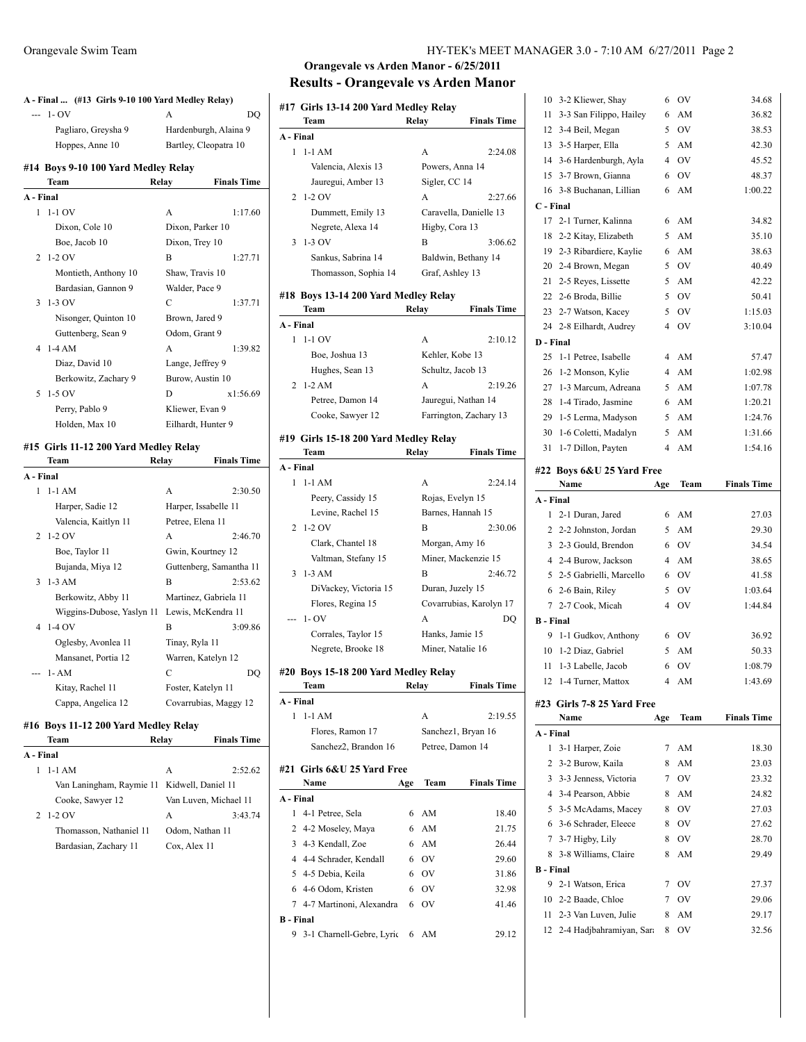## Orangevale vs Arden Manor - 6/25/2011

## Results - Orangevale vs Arden Manor

### A - Final ... (#13 Girls 9-10 100 Yard Medley Relay)

| | Team | Relay | Finals Time |
|---|---|---|---|
| --- | 1- OV | A | DQ |
| | Pagliaro, Greysha 9 | Hardenburgh, Alaina 9 | |
| | Hoppes, Anne 10 | Bartley, Cleopatra 10 | |

### #14 Boys 9-10 100 Yard Medley Relay

| | Team | Relay | Finals Time |
|---|---|---|---|
| **A - Final** | | | |
| 1 | 1-1 OV | A | 1:17.60 |
| | Dixon, Cole 10 | Dixon, Parker 10 | |
| | Boe, Jacob 10 | Dixon, Trey 10 | |
| 2 | 1-2 OV | B | 1:27.71 |
| | Montieth, Anthony 10 | Shaw, Travis 10 | |
| | Bardasian, Gannon 9 | Walder, Pace 9 | |
| 3 | 1-3 OV | C | 1:37.71 |
| | Nisonger, Quinton 10 | Brown, Jared 9 | |
| | Guttenberg, Sean 9 | Odom, Grant 9 | |
| 4 | 1-4 AM | A | 1:39.82 |
| | Diaz, David 10 | Lange, Jeffrey 9 | |
| | Berkowitz, Zachary 9 | Burow, Austin 10 | |
| 5 | 1-5 OV | D | x1:56.69 |
| | Perry, Pablo 9 | Kliewer, Evan 9 | |
| | Holden, Max 10 | Eilhardt, Hunter 9 | |

### #15 Girls 11-12 200 Yard Medley Relay

| | Team | Relay | Finals Time |
|---|---|---|---|
| **A - Final** | | | |
| 1 | 1-1 AM | A | 2:30.50 |
| | Harper, Sadie 12 | Harper, Issabelle 11 | |
| | Valencia, Kaitlyn 11 | Petree, Elena 11 | |
| 2 | 1-2 OV | A | 2:46.70 |
| | Boe, Taylor 11 | Gwin, Kourtney 12 | |
| | Bujanda, Miya 12 | Guttenberg, Samantha 11 | |
| 3 | 1-3 AM | B | 2:53.62 |
| | Berkowitz, Abby 11 | Martinez, Gabriela 11 | |
| | Wiggins-Dubose, Yaslyn 11 | Lewis, McKendra 11 | |
| 4 | 1-4 OV | B | 3:09.86 |
| | Oglesby, Avonlea 11 | Tinay, Ryla 11 | |
| | Mansanet, Portia 12 | Warren, Katelyn 12 | |
| --- | 1- AM | C | DQ |
| | Kitay, Rachel 11 | Foster, Katelyn 11 | |
| | Cappa, Angelica 12 | Covarrubias, Maggy 12 | |

### #16 Boys 11-12 200 Yard Medley Relay

| | Team | Relay | Finals Time |
|---|---|---|---|
| **A - Final** | | | |
| 1 | 1-1 AM | A | 2:52.62 |
| | Van Laningham, Raymie 11 | Kidwell, Daniel 11 | |
| | Cooke, Sawyer 12 | Van Luven, Michael 11 | |
| 2 | 1-2 OV | A | 3:43.74 |
| | Thomasson, Nathaniel 11 | Odom, Nathan 11 | |
| | Bardasian, Zachary 11 | Cox, Alex 11 | |

### #17 Girls 13-14 200 Yard Medley Relay

| | Team | Relay | Finals Time |
|---|---|---|---|
| **A - Final** | | | |
| 1 | 1-1 AM | A | 2:24.08 |
| | Valencia, Alexis 13 | Powers, Anna 14 | |
| | Jauregui, Amber 13 | Sigler, CC 14 | |
| 2 | 1-2 OV | A | 2:27.66 |
| | Dummett, Emily 13 | Caravella, Danielle 13 | |
| | Negrete, Alexa 14 | Higby, Cora 13 | |
| 3 | 1-3 OV | B | 3:06.62 |
| | Sankus, Sabrina 14 | Baldwin, Bethany 14 | |
| | Thomasson, Sophia 14 | Graf, Ashley 13 | |

### #18 Boys 13-14 200 Yard Medley Relay

| | Team | Relay | Finals Time |
|---|---|---|---|
| **A - Final** | | | |
| 1 | 1-1 OV | A | 2:10.12 |
| | Boe, Joshua 13 | Kehler, Kobe 13 | |
| | Hughes, Sean 13 | Schultz, Jacob 13 | |
| 2 | 1-2 AM | A | 2:19.26 |
| | Petree, Damon 14 | Jauregui, Nathan 14 | |
| | Cooke, Sawyer 12 | Farrington, Zachary 13 | |

### #19 Girls 15-18 200 Yard Medley Relay

| | Team | Relay | Finals Time |
|---|---|---|---|
| **A - Final** | | | |
| 1 | 1-1 AM | A | 2:24.14 |
| | Peery, Cassidy 15 | Rojas, Evelyn 15 | |
| | Levine, Rachel 15 | Barnes, Hannah 15 | |
| 2 | 1-2 OV | B | 2:30.06 |
| | Clark, Chantel 18 | Morgan, Amy 16 | |
| | Valtman, Stefany 15 | Miner, Mackenzie 15 | |
| 3 | 1-3 AM | B | 2:46.72 |
| | DiVackey, Victoria 15 | Duran, Juzely 15 | |
| | Flores, Regina 15 | Covarrubias, Karolyn 17 | |
| --- | 1- OV | A | DQ |
| | Corrales, Taylor 15 | Hanks, Jamie 15 | |
| | Negrete, Brooke 18 | Miner, Natalie 16 | |

### #20 Boys 15-18 200 Yard Medley Relay

| | Team | Relay | Finals Time |
|---|---|---|---|
| **A - Final** | | | |
| 1 | 1-1 AM | A | 2:19.55 |
| | Flores, Ramon 17 | Sanchez1, Bryan 16 | |
| | Sanchez2, Brandon 16 | Petree, Damon 14 | |

### #21 Girls 6&U 25 Yard Free

| | Name | Age | Team | Finals Time |
|---|---|---|---|---|
| **A - Final** | | | | |
| 1 | 4-1 Petree, Sela | 6 | AM | 18.40 |
| 2 | 4-2 Moseley, Maya | 6 | AM | 21.75 |
| 3 | 4-3 Kendall, Zoe | 6 | AM | 26.44 |
| 4 | 4-4 Schrader, Kendall | 6 | OV | 29.60 |
| 5 | 4-5 Debia, Keila | 6 | OV | 31.86 |
| 6 | 4-6 Odom, Kristen | 6 | OV | 32.98 |
| 7 | 4-7 Martinoni, Alexandra | 6 | OV | 41.46 |
| **B - Final** | | | | |
| 9 | 3-1 Charnell-Gebre, Lyric | 6 | AM | 29.12 |
| 10 | 3-2 Kliewer, Shay | 6 | OV | 34.68 |
| 11 | 3-3 San Filippo, Hailey | 6 | AM | 36.82 |
| 12 | 3-4 Beil, Megan | 5 | OV | 38.53 |
| 13 | 3-5 Harper, Ella | 5 | AM | 42.30 |
| 14 | 3-6 Hardenburgh, Ayla | 4 | OV | 45.52 |
| 15 | 3-7 Brown, Gianna | 6 | OV | 48.37 |
| 16 | 3-8 Buchanan, Lillian | 6 | AM | 1:00.22 |
| **C - Final** | | | | |
| 17 | 2-1 Turner, Kalinna | 6 | AM | 34.82 |
| 18 | 2-2 Kitay, Elizabeth | 5 | AM | 35.10 |
| 19 | 2-3 Ribardiere, Kaylie | 6 | AM | 38.63 |
| 20 | 2-4 Brown, Megan | 5 | OV | 40.49 |
| 21 | 2-5 Reyes, Lissette | 5 | AM | 42.22 |
| 22 | 2-6 Broda, Billie | 5 | OV | 50.41 |
| 23 | 2-7 Watson, Kacey | 5 | OV | 1:15.03 |
| 24 | 2-8 Eilhardt, Audrey | 4 | OV | 3:10.04 |
| **D - Final** | | | | |
| 25 | 1-1 Petree, Isabelle | 4 | AM | 57.47 |
| 26 | 1-2 Monson, Kylie | 4 | AM | 1:02.98 |
| 27 | 1-3 Marcum, Adreana | 5 | AM | 1:07.78 |
| 28 | 1-4 Tirado, Jasmine | 6 | AM | 1:20.21 |
| 29 | 1-5 Lerma, Madyson | 5 | AM | 1:24.76 |
| 30 | 1-6 Coletti, Madalyn | 5 | AM | 1:31.66 |
| 31 | 1-7 Dillon, Payten | 4 | AM | 1:54.16 |

### #22 Boys 6&U 25 Yard Free

| | Name | Age | Team | Finals Time |
|---|---|---|---|---|
| **A - Final** | | | | |
| 1 | 2-1 Duran, Jared | 6 | AM | 27.03 |
| 2 | 2-2 Johnston, Jordan | 5 | AM | 29.30 |
| 3 | 2-3 Gould, Brendon | 6 | OV | 34.54 |
| 4 | 2-4 Burow, Jackson | 4 | AM | 38.65 |
| 5 | 2-5 Gabrielli, Marcello | 6 | OV | 41.58 |
| 6 | 2-6 Bain, Riley | 5 | OV | 1:03.64 |
| 7 | 2-7 Cook, Micah | 4 | OV | 1:44.84 |
| **B - Final** | | | | |
| 9 | 1-1 Gudkov, Anthony | 6 | OV | 36.92 |
| 10 | 1-2 Diaz, Gabriel | 5 | AM | 50.33 |
| 11 | 1-3 Labelle, Jacob | 6 | OV | 1:08.79 |
| 12 | 1-4 Turner, Mattox | 4 | AM | 1:43.69 |

### #23 Girls 7-8 25 Yard Free

| | Name | Age | Team | Finals Time |
|---|---|---|---|---|
| **A - Final** | | | | |
| 1 | 3-1 Harper, Zoie | 7 | AM | 18.30 |
| 2 | 3-2 Burow, Kaila | 8 | AM | 23.03 |
| 3 | 3-3 Jenness, Victoria | 7 | OV | 23.32 |
| 4 | 3-4 Pearson, Abbie | 8 | AM | 24.82 |
| 5 | 3-5 McAdams, Macey | 8 | OV | 27.03 |
| 6 | 3-6 Schrader, Eleece | 8 | OV | 27.62 |
| 7 | 3-7 Higby, Lily | 8 | OV | 28.70 |
| 8 | 3-8 Williams, Claire | 8 | AM | 29.49 |
| **B - Final** | | | | |
| 9 | 2-1 Watson, Erica | 7 | OV | 27.37 |
| 10 | 2-2 Baade, Chloe | 7 | OV | 29.06 |
| 11 | 2-3 Van Luven, Julie | 8 | AM | 29.17 |
| 12 | 2-4 Hadjbahramiyan, Sara | 8 | OV | 32.56 |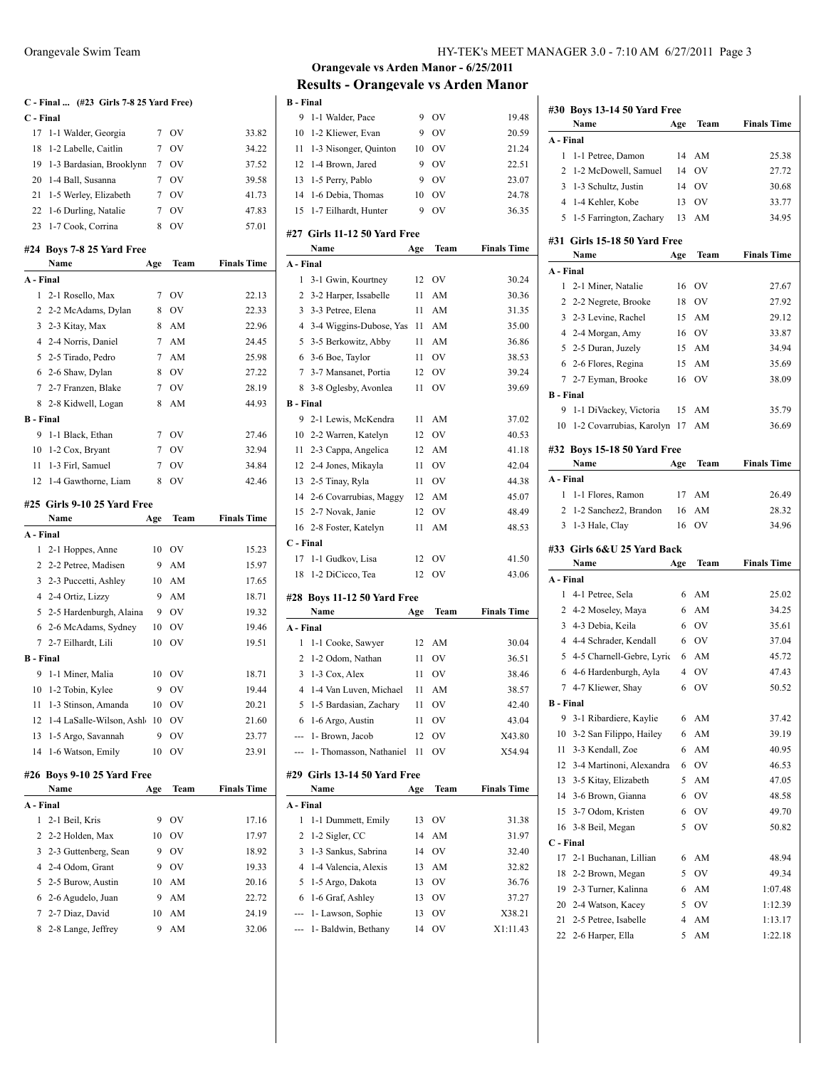## Orangevale vs Arden Manor - 6/25/2011

## Results - Orangevale vs Arden Manor

### C - Final ... (#23 Girls 7-8 25 Yard Free)

**C - Final**

| | Name | Age | Team | Finals Time |
|---|---|---|---|---|
| 17 | 1-1 Walder, Georgia | 7 | OV | 33.82 |
| 18 | 1-2 Labelle, Caitlin | 7 | OV | 34.22 |
| 19 | 1-3 Bardasian, Brooklynn | 7 | OV | 37.52 |
| 20 | 1-4 Ball, Susanna | 7 | OV | 39.58 |
| 21 | 1-5 Werley, Elizabeth | 7 | OV | 41.73 |
| 22 | 1-6 Durling, Natalie | 7 | OV | 47.83 |
| 23 | 1-7 Cook, Corrina | 8 | OV | 57.01 |

### #24 Boys 7-8 25 Yard Free

| | Name | Age | Team | Finals Time |
|---|---|---|---|---|
| **A - Final** | | | | |
| 1 | 2-1 Rosello, Max | 7 | OV | 22.13 |
| 2 | 2-2 McAdams, Dylan | 8 | OV | 22.33 |
| 3 | 2-3 Kitay, Max | 8 | AM | 22.96 |
| 4 | 2-4 Norris, Daniel | 7 | AM | 24.45 |
| 5 | 2-5 Tirado, Pedro | 7 | AM | 25.98 |
| 6 | 2-6 Shaw, Dylan | 8 | OV | 27.22 |
| 7 | 2-7 Franzen, Blake | 7 | OV | 28.19 |
| 8 | 2-8 Kidwell, Logan | 8 | AM | 44.93 |
| **B - Final** | | | | |
| 9 | 1-1 Black, Ethan | 7 | OV | 27.46 |
| 10 | 1-2 Cox, Bryant | 7 | OV | 32.94 |
| 11 | 1-3 Firl, Samuel | 7 | OV | 34.84 |
| 12 | 1-4 Gawthorne, Liam | 8 | OV | 42.46 |

### #25 Girls 9-10 25 Yard Free

| | Name | Age | Team | Finals Time |
|---|---|---|---|---|
| **A - Final** | | | | |
| 1 | 2-1 Hoppes, Anne | 10 | OV | 15.23 |
| 2 | 2-2 Petree, Madisen | 9 | AM | 15.97 |
| 3 | 2-3 Puccetti, Ashley | 10 | AM | 17.65 |
| 4 | 2-4 Ortiz, Lizzy | 9 | AM | 18.71 |
| 5 | 2-5 Hardenburgh, Alaina | 9 | OV | 19.32 |
| 6 | 2-6 McAdams, Sydney | 10 | OV | 19.46 |
| 7 | 2-7 Eilhardt, Lili | 10 | OV | 19.51 |
| **B - Final** | | | | |
| 9 | 1-1 Miner, Malia | 10 | OV | 18.71 |
| 10 | 1-2 Tobin, Kylee | 9 | OV | 19.44 |
| 11 | 1-3 Stinson, Amanda | 10 | OV | 20.21 |
| 12 | 1-4 LaSalle-Wilson, Ashl | 10 | OV | 21.60 |
| 13 | 1-5 Argo, Savannah | 9 | OV | 23.77 |
| 14 | 1-6 Watson, Emily | 10 | OV | 23.91 |

### #26 Boys 9-10 25 Yard Free

| | Name | Age | Team | Finals Time |
|---|---|---|---|---|
| **A - Final** | | | | |
| 1 | 2-1 Beil, Kris | 9 | OV | 17.16 |
| 2 | 2-2 Holden, Max | 10 | OV | 17.97 |
| 3 | 2-3 Guttenberg, Sean | 9 | OV | 18.92 |
| 4 | 2-4 Odom, Grant | 9 | OV | 19.33 |
| 5 | 2-5 Burow, Austin | 10 | AM | 20.16 |
| 6 | 2-6 Agudelo, Juan | 9 | AM | 22.72 |
| 7 | 2-7 Diaz, David | 10 | AM | 24.19 |
| 8 | 2-8 Lange, Jeffrey | 9 | AM | 32.06 |
| **B - Final** | | | | |
| 9 | 1-1 Walder, Pace | 9 | OV | 19.48 |
| 10 | 1-2 Kliewer, Evan | 9 | OV | 20.59 |
| 11 | 1-3 Nisonger, Quinton | 10 | OV | 21.24 |
| 12 | 1-4 Brown, Jared | 9 | OV | 22.51 |
| 13 | 1-5 Perry, Pablo | 9 | OV | 23.07 |
| 14 | 1-6 Debia, Thomas | 10 | OV | 24.78 |
| 15 | 1-7 Eilhardt, Hunter | 9 | OV | 36.35 |

### #27 Girls 11-12 50 Yard Free

| | Name | Age | Team | Finals Time |
|---|---|---|---|---|
| **A - Final** | | | | |
| 1 | 3-1 Gwin, Kourtney | 12 | OV | 30.24 |
| 2 | 3-2 Harper, Issabelle | 11 | AM | 30.36 |
| 3 | 3-3 Petree, Elena | 11 | AM | 31.35 |
| 4 | 3-4 Wiggins-Dubose, Yas | 11 | AM | 35.00 |
| 5 | 3-5 Berkowitz, Abby | 11 | AM | 36.86 |
| 6 | 3-6 Boe, Taylor | 11 | OV | 38.53 |
| 7 | 3-7 Mansanet, Portia | 12 | OV | 39.24 |
| 8 | 3-8 Oglesby, Avonlea | 11 | OV | 39.69 |
| **B - Final** | | | | |
| 9 | 2-1 Lewis, McKendra | 11 | AM | 37.02 |
| 10 | 2-2 Warren, Katelyn | 12 | OV | 40.53 |
| 11 | 2-3 Cappa, Angelica | 12 | AM | 41.18 |
| 12 | 2-4 Jones, Mikayla | 11 | OV | 42.04 |
| 13 | 2-5 Tinay, Ryla | 11 | OV | 44.38 |
| 14 | 2-6 Covarrubias, Maggy | 12 | AM | 45.07 |
| 15 | 2-7 Novak, Janie | 12 | OV | 48.49 |
| 16 | 2-8 Foster, Katelyn | 11 | AM | 48.53 |
| **C - Final** | | | | |
| 17 | 1-1 Gudkov, Lisa | 12 | OV | 41.50 |
| 18 | 1-2 DiCicco, Tea | 12 | OV | 43.06 |

### #28 Boys 11-12 50 Yard Free

| | Name | Age | Team | Finals Time |
|---|---|---|---|---|
| **A - Final** | | | | |
| 1 | 1-1 Cooke, Sawyer | 12 | AM | 30.04 |
| 2 | 1-2 Odom, Nathan | 11 | OV | 36.51 |
| 3 | 1-3 Cox, Alex | 11 | OV | 38.46 |
| 4 | 1-4 Van Luven, Michael | 11 | AM | 38.57 |
| 5 | 1-5 Bardasian, Zachary | 11 | OV | 42.40 |
| 6 | 1-6 Argo, Austin | 11 | OV | 43.04 |
| --- | 1- Brown, Jacob | 12 | OV | X43.80 |
| --- | 1- Thomasson, Nathaniel | 11 | OV | X54.94 |

### #29 Girls 13-14 50 Yard Free

| | Name | Age | Team | Finals Time |
|---|---|---|---|---|
| **A - Final** | | | | |
| 1 | 1-1 Dummett, Emily | 13 | OV | 31.38 |
| 2 | 1-2 Sigler, CC | 14 | AM | 31.97 |
| 3 | 1-3 Sankus, Sabrina | 14 | OV | 32.40 |
| 4 | 1-4 Valencia, Alexis | 13 | AM | 32.82 |
| 5 | 1-5 Argo, Dakota | 13 | OV | 36.76 |
| 6 | 1-6 Graf, Ashley | 13 | OV | 37.27 |
| --- | 1- Lawson, Sophie | 13 | OV | X38.21 |
| --- | 1- Baldwin, Bethany | 14 | OV | X1:11.43 |

### #30 Boys 13-14 50 Yard Free

| | Name | Age | Team | Finals Time |
|---|---|---|---|---|
| **A - Final** | | | | |
| 1 | 1-1 Petree, Damon | 14 | AM | 25.38 |
| 2 | 1-2 McDowell, Samuel | 14 | OV | 27.72 |
| 3 | 1-3 Schultz, Justin | 14 | OV | 30.68 |
| 4 | 1-4 Kehler, Kobe | 13 | OV | 33.77 |
| 5 | 1-5 Farrington, Zachary | 13 | AM | 34.95 |

### #31 Girls 15-18 50 Yard Free

| | Name | Age | Team | Finals Time |
|---|---|---|---|---|
| **A - Final** | | | | |
| 1 | 2-1 Miner, Natalie | 16 | OV | 27.67 |
| 2 | 2-2 Negrete, Brooke | 18 | OV | 27.92 |
| 3 | 2-3 Levine, Rachel | 15 | AM | 29.12 |
| 4 | 2-4 Morgan, Amy | 16 | OV | 33.87 |
| 5 | 2-5 Duran, Juzely | 15 | AM | 34.94 |
| 6 | 2-6 Flores, Regina | 15 | AM | 35.69 |
| 7 | 2-7 Eyman, Brooke | 16 | OV | 38.09 |
| **B - Final** | | | | |
| 9 | 1-1 DiVackey, Victoria | 15 | AM | 35.79 |
| 10 | 1-2 Covarrubias, Karolyn | 17 | AM | 36.69 |

### #32 Boys 15-18 50 Yard Free

| | Name | Age | Team | Finals Time |
|---|---|---|---|---|
| **A - Final** | | | | |
| 1 | 1-1 Flores, Ramon | 17 | AM | 26.49 |
| 2 | 1-2 Sanchez2, Brandon | 16 | AM | 28.32 |
| 3 | 1-3 Hale, Clay | 16 | OV | 34.96 |

### #33 Girls 6&U 25 Yard Back

| | Name | Age | Team | Finals Time |
|---|---|---|---|---|
| **A - Final** | | | | |
| 1 | 4-1 Petree, Sela | 6 | AM | 25.02 |
| 2 | 4-2 Moseley, Maya | 6 | AM | 34.25 |
| 3 | 4-3 Debia, Keila | 6 | OV | 35.61 |
| 4 | 4-4 Schrader, Kendall | 6 | OV | 37.04 |
| 5 | 4-5 Charnell-Gebre, Lyric | 6 | AM | 45.72 |
| 6 | 4-6 Hardenburgh, Ayla | 4 | OV | 47.43 |
| 7 | 4-7 Kliewer, Shay | 6 | OV | 50.52 |
| **B - Final** | | | | |
| 9 | 3-1 Ribardiere, Kaylie | 6 | AM | 37.42 |
| 10 | 3-2 San Filippo, Hailey | 6 | AM | 39.19 |
| 11 | 3-3 Kendall, Zoe | 6 | AM | 40.95 |
| 12 | 3-4 Martinoni, Alexandra | 6 | OV | 46.53 |
| 13 | 3-5 Kitay, Elizabeth | 5 | AM | 47.05 |
| 14 | 3-6 Brown, Gianna | 6 | OV | 48.58 |
| 15 | 3-7 Odom, Kristen | 6 | OV | 49.70 |
| 16 | 3-8 Beil, Megan | 5 | OV | 50.82 |
| **C - Final** | | | | |
| 17 | 2-1 Buchanan, Lillian | 6 | AM | 48.94 |
| 18 | 2-2 Brown, Megan | 5 | OV | 49.34 |
| 19 | 2-3 Turner, Kalinna | 6 | AM | 1:07.48 |
| 20 | 2-4 Watson, Kacey | 5 | OV | 1:12.39 |
| 21 | 2-5 Petree, Isabelle | 4 | AM | 1:13.17 |
| 22 | 2-6 Harper, Ella | 5 | AM | 1:22.18 |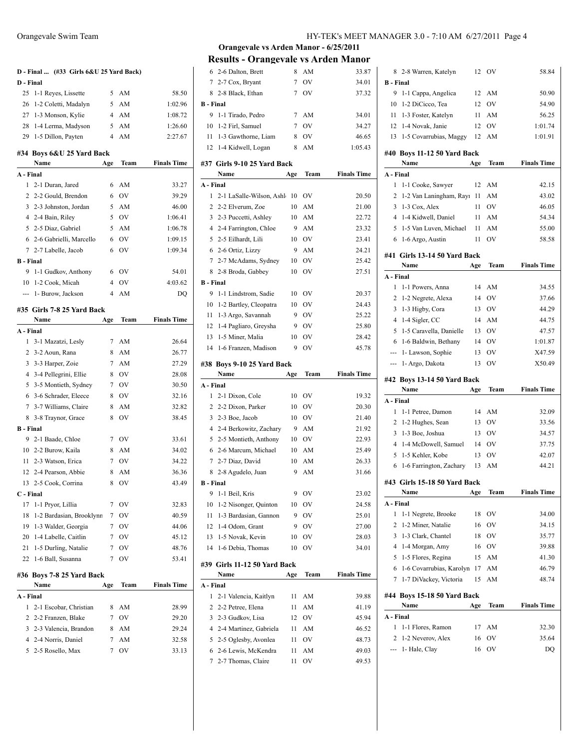## Orangevale vs Arden Manor - 6/25/2011

## Results - Orangevale vs Arden Manor

### D - Final ... (#33 Girls 6&U 25 Yard Back)

| | Name | Age | Team | Finals Time |
|---|---|---|---|---|
| **D - Final** | | | | |
| 25 | 1-1 Reyes, Lissette | 5 | AM | 58.50 |
| 26 | 1-2 Coletti, Madalyn | 5 | AM | 1:02.96 |
| 27 | 1-3 Monson, Kylie | 4 | AM | 1:08.72 |
| 28 | 1-4 Lerma, Madyson | 5 | AM | 1:26.60 |
| 29 | 1-5 Dillon, Payten | 4 | AM | 2:27.67 |

### #34 Boys 6&U 25 Yard Back

| | Name | Age | Team | Finals Time |
|---|---|---|---|---|
| **A - Final** | | | | |
| 1 | 2-1 Duran, Jared | 6 | AM | 33.27 |
| 2 | 2-2 Gould, Brendon | 6 | OV | 39.29 |
| 3 | 2-3 Johnston, Jordan | 5 | AM | 46.00 |
| 4 | 2-4 Bain, Riley | 5 | OV | 1:06.41 |
| 5 | 2-5 Diaz, Gabriel | 5 | AM | 1:06.78 |
| 6 | 2-6 Gabrielli, Marcello | 6 | OV | 1:09.15 |
| 7 | 2-7 Labelle, Jacob | 6 | OV | 1:09.34 |
| **B - Final** | | | | |
| 9 | 1-1 Gudkov, Anthony | 6 | OV | 54.01 |
| 10 | 1-2 Cook, Micah | 4 | OV | 4:03.62 |
| --- | 1- Burow, Jackson | 4 | AM | DQ |

### #35 Girls 7-8 25 Yard Back

| | Name | Age | Team | Finals Time |
|---|---|---|---|---|
| **A - Final** | | | | |
| 1 | 3-1 Mazatzi, Lesly | 7 | AM | 26.64 |
| 2 | 3-2 Aoun, Rana | 8 | AM | 26.77 |
| 3 | 3-3 Harper, Zoie | 7 | AM | 27.29 |
| 4 | 3-4 Pellegrini, Ellie | 8 | OV | 28.08 |
| 5 | 3-5 Montieth, Sydney | 7 | OV | 30.50 |
| 6 | 3-6 Schrader, Eleece | 8 | OV | 32.16 |
| 7 | 3-7 Williams, Claire | 8 | AM | 32.82 |
| 8 | 3-8 Traynor, Grace | 8 | OV | 38.45 |
| **B - Final** | | | | |
| 9 | 2-1 Baade, Chloe | 7 | OV | 33.61 |
| 10 | 2-2 Burow, Kaila | 8 | AM | 34.02 |
| 11 | 2-3 Watson, Erica | 7 | OV | 34.22 |
| 12 | 2-4 Pearson, Abbie | 8 | AM | 36.36 |
| 13 | 2-5 Cook, Corrina | 8 | OV | 43.49 |
| **C - Final** | | | | |
| 17 | 1-1 Pryor, Lillia | 7 | OV | 32.83 |
| 18 | 1-2 Bardasian, Brooklynn | 7 | OV | 40.59 |
| 19 | 1-3 Walder, Georgia | 7 | OV | 44.06 |
| 20 | 1-4 Labelle, Caitlin | 7 | OV | 45.12 |
| 21 | 1-5 Durling, Natalie | 7 | OV | 48.76 |
| 22 | 1-6 Ball, Susanna | 7 | OV | 53.41 |

### #36 Boys 7-8 25 Yard Back

| | Name | Age | Team | Finals Time |
|---|---|---|---|---|
| **A - Final** | | | | |
| 1 | 2-1 Escobar, Christian | 8 | AM | 28.99 |
| 2 | 2-2 Franzen, Blake | 7 | OV | 29.20 |
| 3 | 2-3 Valencia, Brandon | 8 | AM | 29.24 |
| 4 | 2-4 Norris, Daniel | 7 | AM | 32.58 |
| 5 | 2-5 Rosello, Max | 7 | OV | 33.13 |
| 6 | 2-6 Dalton, Brett | 8 | AM | 33.87 |
| 7 | 2-7 Cox, Bryant | 7 | OV | 34.01 |
| 8 | 2-8 Black, Ethan | 7 | OV | 37.32 |
| **B - Final** | | | | |
| 9 | 1-1 Tirado, Pedro | 7 | AM | 34.01 |
| 10 | 1-2 Firl, Samuel | 7 | OV | 34.27 |
| 11 | 1-3 Gawthorne, Liam | 8 | OV | 46.65 |
| 12 | 1-4 Kidwell, Logan | 8 | AM | 1:05.43 |

### #37 Girls 9-10 25 Yard Back

| | Name | Age | Team | Finals Time |
|---|---|---|---|---|
| **A - Final** | | | | |
| 1 | 2-1 LaSalle-Wilson, Ashl | 10 | OV | 20.50 |
| 2 | 2-2 Elverum, Zoe | 10 | AM | 21.00 |
| 3 | 2-3 Puccetti, Ashley | 10 | AM | 22.72 |
| 4 | 2-4 Farrington, Chloe | 9 | AM | 23.32 |
| 5 | 2-5 Eilhardt, Lili | 10 | OV | 23.41 |
| 6 | 2-6 Ortiz, Lizzy | 9 | AM | 24.21 |
| 7 | 2-7 McAdams, Sydney | 10 | OV | 25.42 |
| 8 | 2-8 Broda, Gabbey | 10 | OV | 27.51 |
| **B - Final** | | | | |
| 9 | 1-1 Lindstrom, Sadie | 10 | OV | 20.37 |
| 10 | 1-2 Bartley, Cleopatra | 10 | OV | 24.43 |
| 11 | 1-3 Argo, Savannah | 9 | OV | 25.22 |
| 12 | 1-4 Pagliaro, Greysha | 9 | OV | 25.80 |
| 13 | 1-5 Miner, Malia | 10 | OV | 28.42 |
| 14 | 1-6 Franzen, Madison | 9 | OV | 45.78 |

### #38 Boys 9-10 25 Yard Back

| | Name | Age | Team | Finals Time |
|---|---|---|---|---|
| **A - Final** | | | | |
| 1 | 2-1 Dixon, Cole | 10 | OV | 19.32 |
| 2 | 2-2 Dixon, Parker | 10 | OV | 20.30 |
| 3 | 2-3 Boe, Jacob | 10 | OV | 21.40 |
| 4 | 2-4 Berkowitz, Zachary | 9 | AM | 21.92 |
| 5 | 2-5 Montieth, Anthony | 10 | OV | 22.93 |
| 6 | 2-6 Marcum, Michael | 10 | AM | 25.49 |
| 7 | 2-7 Diaz, David | 10 | AM | 26.33 |
| 8 | 2-8 Agudelo, Juan | 9 | AM | 31.66 |
| **B - Final** | | | | |
| 9 | 1-1 Beil, Kris | 9 | OV | 23.02 |
| 10 | 1-2 Nisonger, Quinton | 10 | OV | 24.58 |
| 11 | 1-3 Bardasian, Gannon | 9 | OV | 25.01 |
| 12 | 1-4 Odom, Grant | 9 | OV | 27.00 |
| 13 | 1-5 Novak, Kevin | 10 | OV | 28.03 |
| 14 | 1-6 Debia, Thomas | 10 | OV | 34.01 |

### #39 Girls 11-12 50 Yard Back

| | Name | Age | Team | Finals Time |
|---|---|---|---|---|
| **A - Final** | | | | |
| 1 | 2-1 Valencia, Kaitlyn | 11 | AM | 39.88 |
| 2 | 2-2 Petree, Elena | 11 | AM | 41.19 |
| 3 | 2-3 Gudkov, Lisa | 12 | OV | 45.94 |
| 4 | 2-4 Martinez, Gabriela | 11 | AM | 46.52 |
| 5 | 2-5 Oglesby, Avonlea | 11 | OV | 48.73 |
| 6 | 2-6 Lewis, McKendra | 11 | AM | 49.03 |
| 7 | 2-7 Thomas, Claire | 11 | OV | 49.53 |
| 8 | 2-8 Warren, Katelyn | 12 | OV | 58.84 |
| **B - Final** | | | | |
| 9 | 1-1 Cappa, Angelica | 12 | AM | 50.90 |
| 10 | 1-2 DiCicco, Tea | 12 | OV | 54.90 |
| 11 | 1-3 Foster, Katelyn | 11 | AM | 56.25 |
| 12 | 1-4 Novak, Janie | 12 | OV | 1:01.74 |
| 13 | 1-5 Covarrubias, Maggy | 12 | AM | 1:01.91 |

### #40 Boys 11-12 50 Yard Back

| | Name | Age | Team | Finals Time |
|---|---|---|---|---|
| **A - Final** | | | | |
| 1 | 1-1 Cooke, Sawyer | 12 | AM | 42.15 |
| 2 | 1-2 Van Laningham, Rayı | 11 | AM | 43.02 |
| 3 | 1-3 Cox, Alex | 11 | OV | 46.05 |
| 4 | 1-4 Kidwell, Daniel | 11 | AM | 54.34 |
| 5 | 1-5 Van Luven, Michael | 11 | AM | 55.00 |
| 6 | 1-6 Argo, Austin | 11 | OV | 58.58 |

### #41 Girls 13-14 50 Yard Back

| | Name | Age | Team | Finals Time |
|---|---|---|---|---|
| **A - Final** | | | | |
| 1 | 1-1 Powers, Anna | 14 | AM | 34.55 |
| 2 | 1-2 Negrete, Alexa | 14 | OV | 37.66 |
| 3 | 1-3 Higby, Cora | 13 | OV | 44.29 |
| 4 | 1-4 Sigler, CC | 14 | AM | 44.75 |
| 5 | 1-5 Caravella, Danielle | 13 | OV | 47.57 |
| 6 | 1-6 Baldwin, Bethany | 14 | OV | 1:01.87 |
| --- | 1- Lawson, Sophie | 13 | OV | X47.59 |
| --- | 1- Argo, Dakota | 13 | OV | X50.49 |

### #42 Boys 13-14 50 Yard Back

| | Name | Age | Team | Finals Time |
|---|---|---|---|---|
| **A - Final** | | | | |
| 1 | 1-1 Petree, Damon | 14 | AM | 32.09 |
| 2 | 1-2 Hughes, Sean | 13 | OV | 33.56 |
| 3 | 1-3 Boe, Joshua | 13 | OV | 34.57 |
| 4 | 1-4 McDowell, Samuel | 14 | OV | 37.75 |
| 5 | 1-5 Kehler, Kobe | 13 | OV | 42.07 |
| 6 | 1-6 Farrington, Zachary | 13 | AM | 44.21 |

### #43 Girls 15-18 50 Yard Back

| | Name | Age | Team | Finals Time |
|---|---|---|---|---|
| **A - Final** | | | | |
| 1 | 1-1 Negrete, Brooke | 18 | OV | 34.00 |
| 2 | 1-2 Miner, Natalie | 16 | OV | 34.15 |
| 3 | 1-3 Clark, Chantel | 18 | OV | 35.77 |
| 4 | 1-4 Morgan, Amy | 16 | OV | 39.88 |
| 5 | 1-5 Flores, Regina | 15 | AM | 41.30 |
| 6 | 1-6 Covarrubias, Karolyn | 17 | AM | 46.79 |
| 7 | 1-7 DiVackey, Victoria | 15 | AM | 48.74 |

### #44 Boys 15-18 50 Yard Back

| | Name | Age | Team | Finals Time |
|---|---|---|---|---|
| **A - Final** | | | | |
| 1 | 1-1 Flores, Ramon | 17 | AM | 32.30 |
| 2 | 1-2 Neverov, Alex | 16 | OV | 35.64 |
| --- | 1- Hale, Clay | 16 | OV | DQ |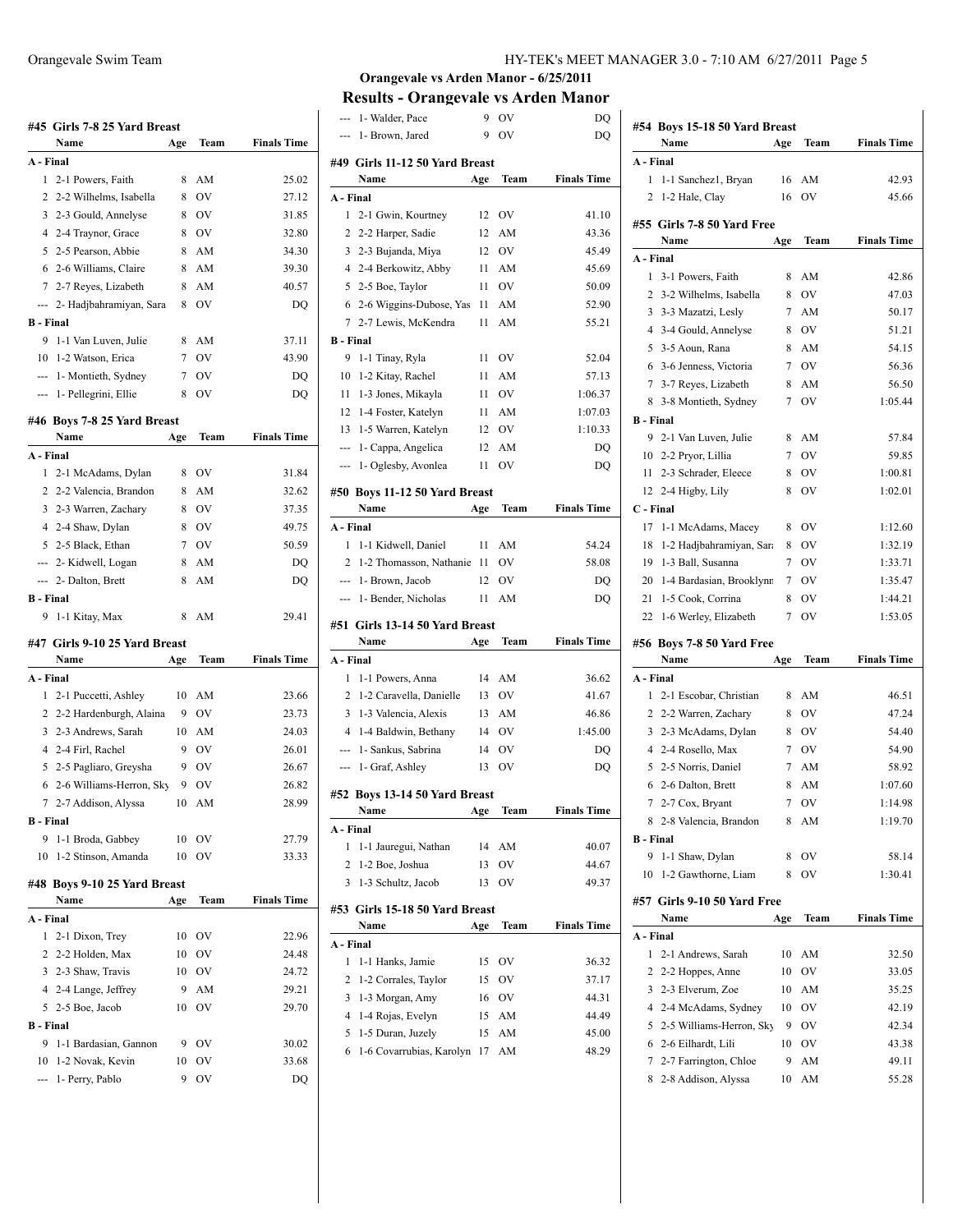**Orangevale vs Arden Manor - 6/25/2011**

# Results - Orangevale vs Arden Manor

### #45 Girls 7-8 25 Yard Breast

| | Name | Age | Team | Finals Time |
|---|---|---|---|---|
| **A - Final** | | | | |
| 1 | 2-1 Powers, Faith | 8 | AM | 25.02 |
| 2 | 2-2 Wilhelms, Isabella | 8 | OV | 27.12 |
| 3 | 2-3 Gould, Annelyse | 8 | OV | 31.85 |
| 4 | 2-4 Traynor, Grace | 8 | OV | 32.80 |
| 5 | 2-5 Pearson, Abbie | 8 | AM | 34.30 |
| 6 | 2-6 Williams, Claire | 8 | AM | 39.30 |
| 7 | 2-7 Reyes, Lizabeth | 8 | AM | 40.57 |
| --- | 2- Hadjbahramiyan, Sara | 8 | OV | DQ |
| **B - Final** | | | | |
| 9 | 1-1 Van Luven, Julie | 8 | AM | 37.11 |
| 10 | 1-2 Watson, Erica | 7 | OV | 43.90 |
| --- | 1- Montieth, Sydney | 7 | OV | DQ |
| --- | 1- Pellegrini, Ellie | 8 | OV | DQ |

### #46 Boys 7-8 25 Yard Breast

| | Name | Age | Team | Finals Time |
|---|---|---|---|---|
| **A - Final** | | | | |
| 1 | 2-1 McAdams, Dylan | 8 | OV | 31.84 |
| 2 | 2-2 Valencia, Brandon | 8 | AM | 32.62 |
| 3 | 2-3 Warren, Zachary | 8 | OV | 37.35 |
| 4 | 2-4 Shaw, Dylan | 8 | OV | 49.75 |
| 5 | 2-5 Black, Ethan | 7 | OV | 50.59 |
| --- | 2- Kidwell, Logan | 8 | AM | DQ |
| --- | 2- Dalton, Brett | 8 | AM | DQ |
| **B - Final** | | | | |
| 9 | 1-1 Kitay, Max | 8 | AM | 29.41 |

### #47 Girls 9-10 25 Yard Breast

| | Name | Age | Team | Finals Time |
|---|---|---|---|---|
| **A - Final** | | | | |
| 1 | 2-1 Puccetti, Ashley | 10 | AM | 23.66 |
| 2 | 2-2 Hardenburgh, Alaina | 9 | OV | 23.73 |
| 3 | 2-3 Andrews, Sarah | 10 | AM | 24.03 |
| 4 | 2-4 Firl, Rachel | 9 | OV | 26.01 |
| 5 | 2-5 Pagliaro, Greysha | 9 | OV | 26.67 |
| 6 | 2-6 Williams-Herron, Sky | 9 | OV | 26.82 |
| 7 | 2-7 Addison, Alyssa | 10 | AM | 28.99 |
| **B - Final** | | | | |
| 9 | 1-1 Broda, Gabbey | 10 | OV | 27.79 |
| 10 | 1-2 Stinson, Amanda | 10 | OV | 33.33 |

### #48 Boys 9-10 25 Yard Breast

| | Name | Age | Team | Finals Time |
|---|---|---|---|---|
| **A - Final** | | | | |
| 1 | 2-1 Dixon, Trey | 10 | OV | 22.96 |
| 2 | 2-2 Holden, Max | 10 | OV | 24.48 |
| 3 | 2-3 Shaw, Travis | 10 | OV | 24.72 |
| 4 | 2-4 Lange, Jeffrey | 9 | AM | 29.21 |
| 5 | 2-5 Boe, Jacob | 10 | OV | 29.70 |
| **B - Final** | | | | |
| 9 | 1-1 Bardasian, Gannon | 9 | OV | 30.02 |
| 10 | 1-2 Novak, Kevin | 10 | OV | 33.68 |
| --- | 1- Perry, Pablo | 9 | OV | DQ |
| --- | 1- Walder, Pace | 9 | OV | DQ |
| --- | 1- Brown, Jared | 9 | OV | DQ |

### #49 Girls 11-12 50 Yard Breast

| | Name | Age | Team | Finals Time |
|---|---|---|---|---|
| **A - Final** | | | | |
| 1 | 2-1 Gwin, Kourtney | 12 | OV | 41.10 |
| 2 | 2-2 Harper, Sadie | 12 | AM | 43.36 |
| 3 | 2-3 Bujanda, Miya | 12 | OV | 45.49 |
| 4 | 2-4 Berkowitz, Abby | 11 | AM | 45.69 |
| 5 | 2-5 Boe, Taylor | 11 | OV | 50.09 |
| 6 | 2-6 Wiggins-Dubose, Yas | 11 | AM | 52.90 |
| 7 | 2-7 Lewis, McKendra | 11 | AM | 55.21 |
| **B - Final** | | | | |
| 9 | 1-1 Tinay, Ryla | 11 | OV | 52.04 |
| 10 | 1-2 Kitay, Rachel | 11 | AM | 57.13 |
| 11 | 1-3 Jones, Mikayla | 11 | OV | 1:06.37 |
| 12 | 1-4 Foster, Katelyn | 11 | AM | 1:07.03 |
| 13 | 1-5 Warren, Katelyn | 12 | OV | 1:10.33 |
| --- | 1- Cappa, Angelica | 12 | AM | DQ |
| --- | 1- Oglesby, Avonlea | 11 | OV | DQ |

### #50 Boys 11-12 50 Yard Breast

| | Name | Age | Team | Finals Time |
|---|---|---|---|---|
| **A - Final** | | | | |
| 1 | 1-1 Kidwell, Daniel | 11 | AM | 54.24 |
| 2 | 1-2 Thomasson, Nathanie | 11 | OV | 58.08 |
| --- | 1- Brown, Jacob | 12 | OV | DQ |
| --- | 1- Bender, Nicholas | 11 | AM | DQ |

### #51 Girls 13-14 50 Yard Breast

| | Name | Age | Team | Finals Time |
|---|---|---|---|---|
| **A - Final** | | | | |
| 1 | 1-1 Powers, Anna | 14 | AM | 36.62 |
| 2 | 1-2 Caravella, Danielle | 13 | OV | 41.67 |
| 3 | 1-3 Valencia, Alexis | 13 | AM | 46.86 |
| 4 | 1-4 Baldwin, Bethany | 14 | OV | 1:45.00 |
| --- | 1- Sankus, Sabrina | 14 | OV | DQ |
| --- | 1- Graf, Ashley | 13 | OV | DQ |

### #52 Boys 13-14 50 Yard Breast

| | Name | Age | Team | Finals Time |
|---|---|---|---|---|
| **A - Final** | | | | |
| 1 | 1-1 Jauregui, Nathan | 14 | AM | 40.07 |
| 2 | 1-2 Boe, Joshua | 13 | OV | 44.67 |
| 3 | 1-3 Schultz, Jacob | 13 | OV | 49.37 |

### #53 Girls 15-18 50 Yard Breast

| | Name | Age | Team | Finals Time |
|---|---|---|---|---|
| **A - Final** | | | | |
| 1 | 1-1 Hanks, Jamie | 15 | OV | 36.32 |
| 2 | 1-2 Corrales, Taylor | 15 | OV | 37.17 |
| 3 | 1-3 Morgan, Amy | 16 | OV | 44.31 |
| 4 | 1-4 Rojas, Evelyn | 15 | AM | 44.49 |
| 5 | 1-5 Duran, Juzely | 15 | AM | 45.00 |
| 6 | 1-6 Covarrubias, Karolyn | 17 | AM | 48.29 |

### #54 Boys 15-18 50 Yard Breast

| | Name | Age | Team | Finals Time |
|---|---|---|---|---|
| **A - Final** | | | | |
| 1 | 1-1 Sanchez1, Bryan | 16 | AM | 42.93 |
| 2 | 1-2 Hale, Clay | 16 | OV | 45.66 |

### #55 Girls 7-8 50 Yard Free

| | Name | Age | Team | Finals Time |
|---|---|---|---|---|
| **A - Final** | | | | |
| 1 | 3-1 Powers, Faith | 8 | AM | 42.86 |
| 2 | 3-2 Wilhelms, Isabella | 8 | OV | 47.03 |
| 3 | 3-3 Mazatzi, Lesly | 7 | AM | 50.17 |
| 4 | 3-4 Gould, Annelyse | 8 | OV | 51.21 |
| 5 | 3-5 Aoun, Rana | 8 | AM | 54.15 |
| 6 | 3-6 Jenness, Victoria | 7 | OV | 56.36 |
| 7 | 3-7 Reyes, Lizabeth | 8 | AM | 56.50 |
| 8 | 3-8 Montieth, Sydney | 7 | OV | 1:05.44 |
| **B - Final** | | | | |
| 9 | 2-1 Van Luven, Julie | 8 | AM | 57.84 |
| 10 | 2-2 Pryor, Lillia | 7 | OV | 59.85 |
| 11 | 2-3 Schrader, Eleece | 8 | OV | 1:00.81 |
| 12 | 2-4 Higby, Lily | 8 | OV | 1:02.01 |
| **C - Final** | | | | |
| 17 | 1-1 McAdams, Macey | 8 | OV | 1:12.60 |
| 18 | 1-2 Hadjbahramiyan, Sara | 8 | OV | 1:32.19 |
| 19 | 1-3 Ball, Susanna | 7 | OV | 1:33.71 |
| 20 | 1-4 Bardasian, Brooklynn | 7 | OV | 1:35.47 |
| 21 | 1-5 Cook, Corrina | 8 | OV | 1:44.21 |
| 22 | 1-6 Werley, Elizabeth | 7 | OV | 1:53.05 |

### #56 Boys 7-8 50 Yard Free

| | Name | Age | Team | Finals Time |
|---|---|---|---|---|
| **A - Final** | | | | |
| 1 | 2-1 Escobar, Christian | 8 | AM | 46.51 |
| 2 | 2-2 Warren, Zachary | 8 | OV | 47.24 |
| 3 | 2-3 McAdams, Dylan | 8 | OV | 54.40 |
| 4 | 2-4 Rosello, Max | 7 | OV | 54.90 |
| 5 | 2-5 Norris, Daniel | 7 | AM | 58.92 |
| 6 | 2-6 Dalton, Brett | 8 | AM | 1:07.60 |
| 7 | 2-7 Cox, Bryant | 7 | OV | 1:14.98 |
| 8 | 2-8 Valencia, Brandon | 8 | AM | 1:19.70 |
| **B - Final** | | | | |
| 9 | 1-1 Shaw, Dylan | 8 | OV | 58.14 |
| 10 | 1-2 Gawthorne, Liam | 8 | OV | 1:30.41 |

### #57 Girls 9-10 50 Yard Free

| | Name | Age | Team | Finals Time |
|---|---|---|---|---|
| **A - Final** | | | | |
| 1 | 2-1 Andrews, Sarah | 10 | AM | 32.50 |
| 2 | 2-2 Hoppes, Anne | 10 | OV | 33.05 |
| 3 | 2-3 Elverum, Zoe | 10 | AM | 35.25 |
| 4 | 2-4 McAdams, Sydney | 10 | OV | 42.19 |
| 5 | 2-5 Williams-Herron, Sky | 9 | OV | 42.34 |
| 6 | 2-6 Eilhardt, Lili | 10 | OV | 43.38 |
| 7 | 2-7 Farrington, Chloe | 9 | AM | 49.11 |
| 8 | 2-8 Addison, Alyssa | 10 | AM | 55.28 |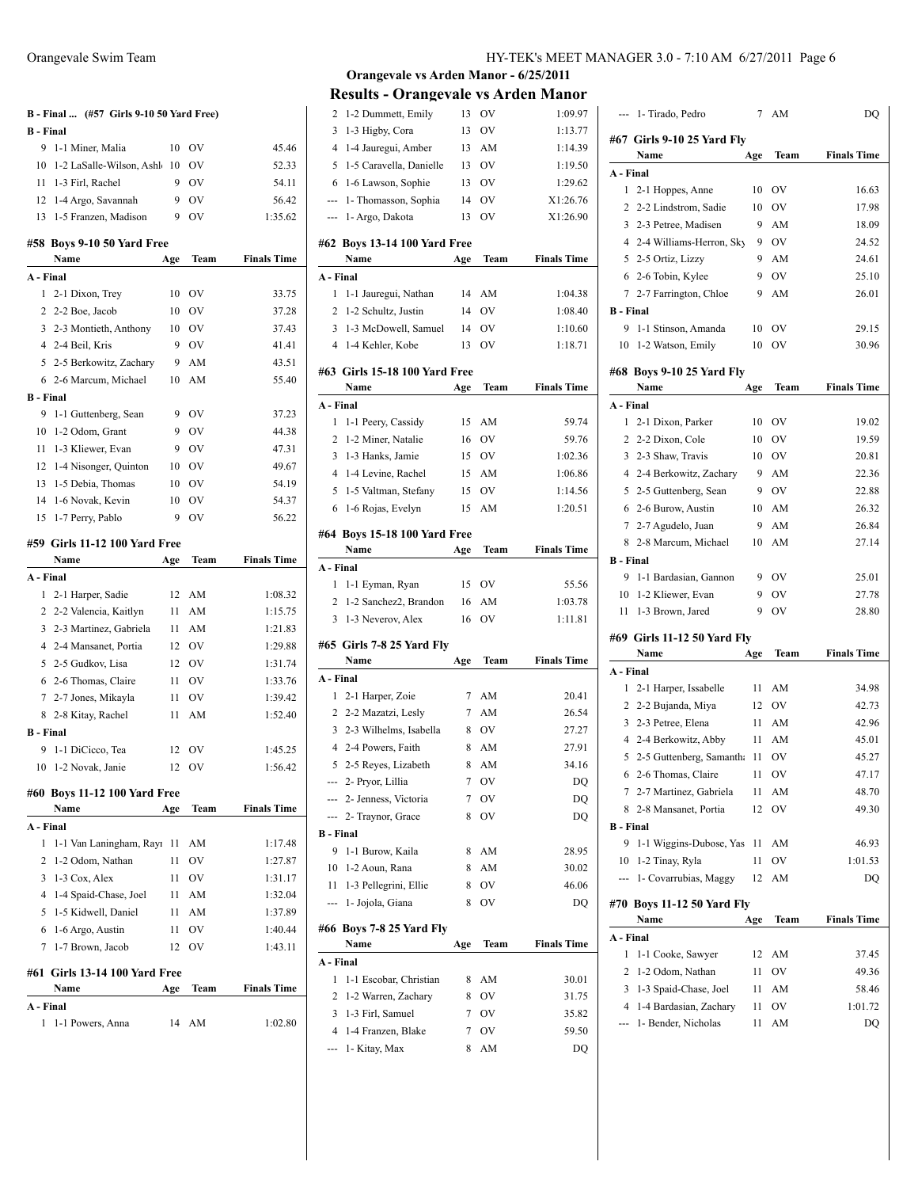## Orangevale vs Arden Manor - 6/25/2011

## Results - Orangevale vs Arden Manor

### B - Final ... (#57 Girls 9-10 50 Yard Free)

| | Name | Age | Team | Finals Time |
|---|---|---|---|---|
| **B - Final** | | | | |
| 9 | 1-1 Miner, Malia | 10 | OV | 45.46 |
| 10 | 1-2 LaSalle-Wilson, Ashl | 10 | OV | 52.33 |
| 11 | 1-3 Firl, Rachel | 9 | OV | 54.11 |
| 12 | 1-4 Argo, Savannah | 9 | OV | 56.42 |
| 13 | 1-5 Franzen, Madison | 9 | OV | 1:35.62 |

### #58 Boys 9-10 50 Yard Free

| | Name | Age | Team | Finals Time |
|---|---|---|---|---|
| **A - Final** | | | | |
| 1 | 2-1 Dixon, Trey | 10 | OV | 33.75 |
| 2 | 2-2 Boe, Jacob | 10 | OV | 37.28 |
| 3 | 2-3 Montieth, Anthony | 10 | OV | 37.43 |
| 4 | 2-4 Beil, Kris | 9 | OV | 41.41 |
| 5 | 2-5 Berkowitz, Zachary | 9 | AM | 43.51 |
| 6 | 2-6 Marcum, Michael | 10 | AM | 55.40 |
| **B - Final** | | | | |
| 9 | 1-1 Guttenberg, Sean | 9 | OV | 37.23 |
| 10 | 1-2 Odom, Grant | 9 | OV | 44.38 |
| 11 | 1-3 Kliewer, Evan | 9 | OV | 47.31 |
| 12 | 1-4 Nisonger, Quinton | 10 | OV | 49.67 |
| 13 | 1-5 Debia, Thomas | 10 | OV | 54.19 |
| 14 | 1-6 Novak, Kevin | 10 | OV | 54.37 |
| 15 | 1-7 Perry, Pablo | 9 | OV | 56.22 |

### #59 Girls 11-12 100 Yard Free

| | Name | Age | Team | Finals Time |
|---|---|---|---|---|
| **A - Final** | | | | |
| 1 | 2-1 Harper, Sadie | 12 | AM | 1:08.32 |
| 2 | 2-2 Valencia, Kaitlyn | 11 | AM | 1:15.75 |
| 3 | 2-3 Martinez, Gabriela | 11 | AM | 1:21.83 |
| 4 | 2-4 Mansanet, Portia | 12 | OV | 1:29.88 |
| 5 | 2-5 Gudkov, Lisa | 12 | OV | 1:31.74 |
| 6 | 2-6 Thomas, Claire | 11 | OV | 1:33.76 |
| 7 | 2-7 Jones, Mikayla | 11 | OV | 1:39.42 |
| 8 | 2-8 Kitay, Rachel | 11 | AM | 1:52.40 |
| **B - Final** | | | | |
| 9 | 1-1 DiCicco, Tea | 12 | OV | 1:45.25 |
| 10 | 1-2 Novak, Janie | 12 | OV | 1:56.42 |

### #60 Boys 11-12 100 Yard Free

| | Name | Age | Team | Finals Time |
|---|---|---|---|---|
| **A - Final** | | | | |
| 1 | 1-1 Van Laningham, Rayı | 11 | AM | 1:17.48 |
| 2 | 1-2 Odom, Nathan | 11 | OV | 1:27.87 |
| 3 | 1-3 Cox, Alex | 11 | OV | 1:31.17 |
| 4 | 1-4 Spaid-Chase, Joel | 11 | AM | 1:32.04 |
| 5 | 1-5 Kidwell, Daniel | 11 | AM | 1:37.89 |
| 6 | 1-6 Argo, Austin | 11 | OV | 1:40.44 |
| 7 | 1-7 Brown, Jacob | 12 | OV | 1:43.11 |

### #61 Girls 13-14 100 Yard Free

| | Name | Age | Team | Finals Time |
|---|---|---|---|---|
| **A - Final** | | | | |
| 1 | 1-1 Powers, Anna | 14 | AM | 1:02.80 |
| 2 | 1-2 Dummett, Emily | 13 | OV | 1:09.97 |
| 3 | 1-3 Higby, Cora | 13 | OV | 1:13.77 |
| 4 | 1-4 Jauregui, Amber | 13 | AM | 1:14.39 |
| 5 | 1-5 Caravella, Danielle | 13 | OV | 1:19.50 |
| 6 | 1-6 Lawson, Sophie | 13 | OV | 1:29.62 |
| --- | 1- Thomasson, Sophia | 14 | OV | X1:26.76 |
| --- | 1- Argo, Dakota | 13 | OV | X1:26.90 |

### #62 Boys 13-14 100 Yard Free

| | Name | Age | Team | Finals Time |
|---|---|---|---|---|
| **A - Final** | | | | |
| 1 | 1-1 Jauregui, Nathan | 14 | AM | 1:04.38 |
| 2 | 1-2 Schultz, Justin | 14 | OV | 1:08.40 |
| 3 | 1-3 McDowell, Samuel | 14 | OV | 1:10.60 |
| 4 | 1-4 Kehler, Kobe | 13 | OV | 1:18.71 |

### #63 Girls 15-18 100 Yard Free

| | Name | Age | Team | Finals Time |
|---|---|---|---|---|
| **A - Final** | | | | |
| 1 | 1-1 Peery, Cassidy | 15 | AM | 59.74 |
| 2 | 1-2 Miner, Natalie | 16 | OV | 59.76 |
| 3 | 1-3 Hanks, Jamie | 15 | OV | 1:02.36 |
| 4 | 1-4 Levine, Rachel | 15 | AM | 1:06.86 |
| 5 | 1-5 Valtman, Stefany | 15 | OV | 1:14.56 |
| 6 | 1-6 Rojas, Evelyn | 15 | AM | 1:20.51 |

### #64 Boys 15-18 100 Yard Free

| | Name | Age | Team | Finals Time |
|---|---|---|---|---|
| **A - Final** | | | | |
| 1 | 1-1 Eyman, Ryan | 15 | OV | 55.56 |
| 2 | 1-2 Sanchez2, Brandon | 16 | AM | 1:03.78 |
| 3 | 1-3 Neverov, Alex | 16 | OV | 1:11.81 |

### #65 Girls 7-8 25 Yard Fly

| | Name | Age | Team | Finals Time |
|---|---|---|---|---|
| **A - Final** | | | | |
| 1 | 2-1 Harper, Zoie | 7 | AM | 20.41 |
| 2 | 2-2 Mazatzi, Lesly | 7 | AM | 26.54 |
| 3 | 2-3 Wilhelms, Isabella | 8 | OV | 27.27 |
| 4 | 2-4 Powers, Faith | 8 | AM | 27.91 |
| 5 | 2-5 Reyes, Lizabeth | 8 | AM | 34.16 |
| --- | 2- Pryor, Lillia | 7 | OV | DQ |
| --- | 2- Jenness, Victoria | 7 | OV | DQ |
| --- | 2- Traynor, Grace | 8 | OV | DQ |
| **B - Final** | | | | |
| 9 | 1-1 Burow, Kaila | 8 | AM | 28.95 |
| 10 | 1-2 Aoun, Rana | 8 | AM | 30.02 |
| 11 | 1-3 Pellegrini, Ellie | 8 | OV | 46.06 |
| --- | 1- Jojola, Giana | 8 | OV | DQ |

### #66 Boys 7-8 25 Yard Fly

| | Name | Age | Team | Finals Time |
|---|---|---|---|---|
| **A - Final** | | | | |
| 1 | 1-1 Escobar, Christian | 8 | AM | 30.01 |
| 2 | 1-2 Warren, Zachary | 8 | OV | 31.75 |
| 3 | 1-3 Firl, Samuel | 7 | OV | 35.82 |
| 4 | 1-4 Franzen, Blake | 7 | OV | 59.50 |
| --- | 1- Kitay, Max | 8 | AM | DQ |
| --- | 1- Tirado, Pedro | 7 | AM | DQ |

### #67 Girls 9-10 25 Yard Fly

| | Name | Age | Team | Finals Time |
|---|---|---|---|---|
| **A - Final** | | | | |
| 1 | 2-1 Hoppes, Anne | 10 | OV | 16.63 |
| 2 | 2-2 Lindstrom, Sadie | 10 | OV | 17.98 |
| 3 | 2-3 Petree, Madisen | 9 | AM | 18.09 |
| 4 | 2-4 Williams-Herron, Sky | 9 | OV | 24.52 |
| 5 | 2-5 Ortiz, Lizzy | 9 | AM | 24.61 |
| 6 | 2-6 Tobin, Kylee | 9 | OV | 25.10 |
| 7 | 2-7 Farrington, Chloe | 9 | AM | 26.01 |
| **B - Final** | | | | |
| 9 | 1-1 Stinson, Amanda | 10 | OV | 29.15 |
| 10 | 1-2 Watson, Emily | 10 | OV | 30.96 |

### #68 Boys 9-10 25 Yard Fly

| | Name | Age | Team | Finals Time |
|---|---|---|---|---|
| **A - Final** | | | | |
| 1 | 2-1 Dixon, Parker | 10 | OV | 19.02 |
| 2 | 2-2 Dixon, Cole | 10 | OV | 19.59 |
| 3 | 2-3 Shaw, Travis | 10 | OV | 20.81 |
| 4 | 2-4 Berkowitz, Zachary | 9 | AM | 22.36 |
| 5 | 2-5 Guttenberg, Sean | 9 | OV | 22.88 |
| 6 | 2-6 Burow, Austin | 10 | AM | 26.32 |
| 7 | 2-7 Agudelo, Juan | 9 | AM | 26.84 |
| 8 | 2-8 Marcum, Michael | 10 | AM | 27.14 |
| **B - Final** | | | | |
| 9 | 1-1 Bardasian, Gannon | 9 | OV | 25.01 |
| 10 | 1-2 Kliewer, Evan | 9 | OV | 27.78 |
| 11 | 1-3 Brown, Jared | 9 | OV | 28.80 |

### #69 Girls 11-12 50 Yard Fly

| | Name | Age | Team | Finals Time |
|---|---|---|---|---|
| **A - Final** | | | | |
| 1 | 2-1 Harper, Issabelle | 11 | AM | 34.98 |
| 2 | 2-2 Bujanda, Miya | 12 | OV | 42.73 |
| 3 | 2-3 Petree, Elena | 11 | AM | 42.96 |
| 4 | 2-4 Berkowitz, Abby | 11 | AM | 45.01 |
| 5 | 2-5 Guttenberg, Samantha | 11 | OV | 45.27 |
| 6 | 2-6 Thomas, Claire | 11 | OV | 47.17 |
| 7 | 2-7 Martinez, Gabriela | 11 | AM | 48.70 |
| 8 | 2-8 Mansanet, Portia | 12 | OV | 49.30 |
| **B - Final** | | | | |
| 9 | 1-1 Wiggins-Dubose, Yas | 11 | AM | 46.93 |
| 10 | 1-2 Tinay, Ryla | 11 | OV | 1:01.53 |
| --- | 1- Covarrubias, Maggy | 12 | AM | DQ |

### #70 Boys 11-12 50 Yard Fly

| | Name | Age | Team | Finals Time |
|---|---|---|---|---|
| **A - Final** | | | | |
| 1 | 1-1 Cooke, Sawyer | 12 | AM | 37.45 |
| 2 | 1-2 Odom, Nathan | 11 | OV | 49.36 |
| 3 | 1-3 Spaid-Chase, Joel | 11 | AM | 58.46 |
| 4 | 1-4 Bardasian, Zachary | 11 | OV | 1:01.72 |
| --- | 1- Bender, Nicholas | 11 | AM | DQ |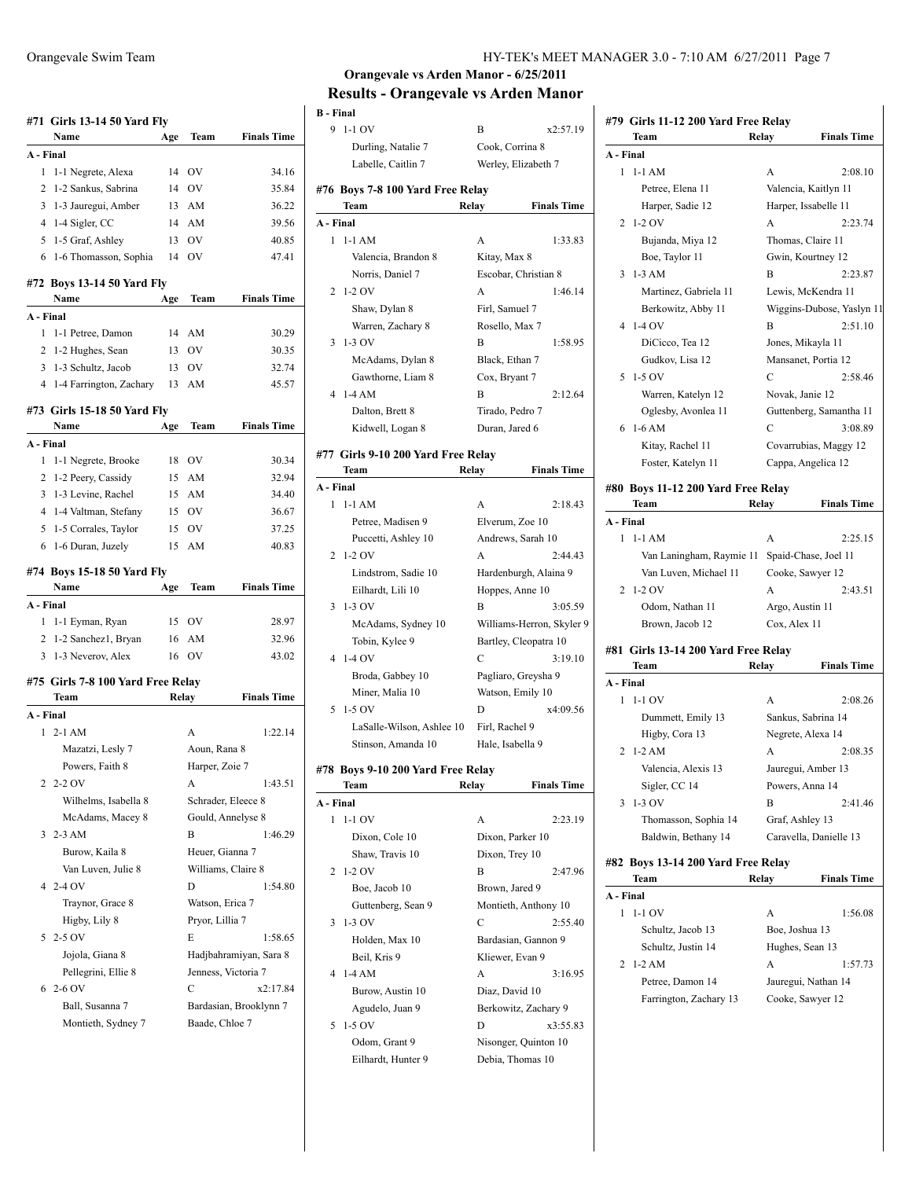## Orangevale vs Arden Manor - 6/25/2011

## Results - Orangevale vs Arden Manor

### #71 Girls 13-14 50 Yard Fly

| | Name | Age | Team | Finals Time |
|---|---|---|---|---|
| **A - Final** | | | | |
| 1 | 1-1 Negrete, Alexa | 14 | OV | 34.16 |
| 2 | 1-2 Sankus, Sabrina | 14 | OV | 35.84 |
| 3 | 1-3 Jauregui, Amber | 13 | AM | 36.22 |
| 4 | 1-4 Sigler, CC | 14 | AM | 39.56 |
| 5 | 1-5 Graf, Ashley | 13 | OV | 40.85 |
| 6 | 1-6 Thomasson, Sophia | 14 | OV | 47.41 |

### #72 Boys 13-14 50 Yard Fly

| | Name | Age | Team | Finals Time |
|---|---|---|---|---|
| **A - Final** | | | | |
| 1 | 1-1 Petree, Damon | 14 | AM | 30.29 |
| 2 | 1-2 Hughes, Sean | 13 | OV | 30.35 |
| 3 | 1-3 Schultz, Jacob | 13 | OV | 32.74 |
| 4 | 1-4 Farrington, Zachary | 13 | AM | 45.57 |

### #73 Girls 15-18 50 Yard Fly

| | Name | Age | Team | Finals Time |
|---|---|---|---|---|
| **A - Final** | | | | |
| 1 | 1-1 Negrete, Brooke | 18 | OV | 30.34 |
| 2 | 1-2 Peery, Cassidy | 15 | AM | 32.94 |
| 3 | 1-3 Levine, Rachel | 15 | AM | 34.40 |
| 4 | 1-4 Valtman, Stefany | 15 | OV | 36.67 |
| 5 | 1-5 Corrales, Taylor | 15 | OV | 37.25 |
| 6 | 1-6 Duran, Juzely | 15 | AM | 40.83 |

### #74 Boys 15-18 50 Yard Fly

| | Name | Age | Team | Finals Time |
|---|---|---|---|---|
| **A - Final** | | | | |
| 1 | 1-1 Eyman, Ryan | 15 | OV | 28.97 |
| 2 | 1-2 Sanchez1, Bryan | 16 | AM | 32.96 |
| 3 | 1-3 Neverov, Alex | 16 | OV | 43.02 |

### #75 Girls 7-8 100 Yard Free Relay

| | Team | Relay | Finals Time |
|---|---|---|---|
| **A - Final** | | | |
| 1 | 2-1 AM | A | 1:22.14 |
| | Mazatzi, Lesly 7 | Aoun, Rana 8 | |
| | Powers, Faith 8 | Harper, Zoie 7 | |
| 2 | 2-2 OV | A | 1:43.51 |
| | Wilhelms, Isabella 8 | Schrader, Eleece 8 | |
| | McAdams, Macey 8 | Gould, Annelyse 8 | |
| 3 | 2-3 AM | B | 1:46.29 |
| | Burow, Kaila 8 | Heuer, Gianna 7 | |
| | Van Luven, Julie 8 | Williams, Claire 8 | |
| 4 | 2-4 OV | D | 1:54.80 |
| | Traynor, Grace 8 | Watson, Erica 7 | |
| | Higby, Lily 8 | Pryor, Lillia 7 | |
| 5 | 2-5 OV | E | 1:58.65 |
| | Jojola, Giana 8 | Hadjbahramiyan, Sara 8 | |
| | Pellegrini, Ellie 8 | Jenness, Victoria 7 | |
| 6 | 2-6 OV | C | x2:17.84 |
| | Ball, Susanna 7 | Bardasian, Brooklynn 7 | |
| | Montieth, Sydney 7 | Baade, Chloe 7 | |
| **B - Final** | | | |
| 9 | 1-1 OV | B | x2:57.19 |
| | Durling, Natalie 7 | Cook, Corrina 8 | |
| | Labelle, Caitlin 7 | Werley, Elizabeth 7 | |

### #76 Boys 7-8 100 Yard Free Relay

| | Team | Relay | Finals Time |
|---|---|---|---|
| **A - Final** | | | |
| 1 | 1-1 AM | A | 1:33.83 |
| | Valencia, Brandon 8 | Kitay, Max 8 | |
| | Norris, Daniel 7 | Escobar, Christian 8 | |
| 2 | 1-2 OV | A | 1:46.14 |
| | Shaw, Dylan 8 | Firl, Samuel 7 | |
| | Warren, Zachary 8 | Rosello, Max 7 | |
| 3 | 1-3 OV | B | 1:58.95 |
| | McAdams, Dylan 8 | Black, Ethan 7 | |
| | Gawthorne, Liam 8 | Cox, Bryant 7 | |
| 4 | 1-4 AM | B | 2:12.64 |
| | Dalton, Brett 8 | Tirado, Pedro 7 | |
| | Kidwell, Logan 8 | Duran, Jared 6 | |

### #77 Girls 9-10 200 Yard Free Relay

| | Team | Relay | Finals Time |
|---|---|---|---|
| **A - Final** | | | |
| 1 | 1-1 AM | A | 2:18.43 |
| | Petree, Madisen 9 | Elverum, Zoe 10 | |
| | Puccetti, Ashley 10 | Andrews, Sarah 10 | |
| 2 | 1-2 OV | A | 2:44.43 |
| | Lindstrom, Sadie 10 | Hardenburgh, Alaina 9 | |
| | Eilhardt, Lili 10 | Hoppes, Anne 10 | |
| 3 | 1-3 OV | B | 3:05.59 |
| | McAdams, Sydney 10 | Williams-Herron, Skyler 9 | |
| | Tobin, Kylee 9 | Bartley, Cleopatra 10 | |
| 4 | 1-4 OV | C | 3:19.10 |
| | Broda, Gabbey 10 | Pagliaro, Greysha 9 | |
| | Miner, Malia 10 | Watson, Emily 10 | |
| 5 | 1-5 OV | D | x4:09.56 |
| | LaSalle-Wilson, Ashlee 10 | Firl, Rachel 9 | |
| | Stinson, Amanda 10 | Hale, Isabella 9 | |

### #78 Boys 9-10 200 Yard Free Relay

| | Team | Relay | Finals Time |
|---|---|---|---|
| **A - Final** | | | |
| 1 | 1-1 OV | A | 2:23.19 |
| | Dixon, Cole 10 | Dixon, Parker 10 | |
| | Shaw, Travis 10 | Dixon, Trey 10 | |
| 2 | 1-2 OV | B | 2:47.96 |
| | Boe, Jacob 10 | Brown, Jared 9 | |
| | Guttenberg, Sean 9 | Montieth, Anthony 10 | |
| 3 | 1-3 OV | C | 2:55.40 |
| | Holden, Max 10 | Bardasian, Gannon 9 | |
| | Beil, Kris 9 | Kliewer, Evan 9 | |
| 4 | 1-4 AM | A | 3:16.95 |
| | Burow, Austin 10 | Diaz, David 10 | |
| | Agudelo, Juan 9 | Berkowitz, Zachary 9 | |
| 5 | 1-5 OV | D | x3:55.83 |
| | Odom, Grant 9 | Nisonger, Quinton 10 | |
| | Eilhardt, Hunter 9 | Debia, Thomas 10 | |

### #79 Girls 11-12 200 Yard Free Relay

| | Team | Relay | Finals Time |
|---|---|---|---|
| **A - Final** | | | |
| 1 | 1-1 AM | A | 2:08.10 |
| | Petree, Elena 11 | Valencia, Kaitlyn 11 | |
| | Harper, Sadie 12 | Harper, Issabelle 11 | |
| 2 | 1-2 OV | A | 2:23.74 |
| | Bujanda, Miya 12 | Thomas, Claire 11 | |
| | Boe, Taylor 11 | Gwin, Kourtney 12 | |
| 3 | 1-3 AM | B | 2:23.87 |
| | Martinez, Gabriela 11 | Lewis, McKendra 11 | |
| | Berkowitz, Abby 11 | Wiggins-Dubose, Yaslyn 11 | |
| 4 | 1-4 OV | B | 2:51.10 |
| | DiCicco, Tea 12 | Jones, Mikayla 11 | |
| | Gudkov, Lisa 12 | Mansanet, Portia 12 | |
| 5 | 1-5 OV | C | 2:58.46 |
| | Warren, Katelyn 12 | Novak, Janie 12 | |
| | Oglesby, Avonlea 11 | Guttenberg, Samantha 11 | |
| 6 | 1-6 AM | C | 3:08.89 |
| | Kitay, Rachel 11 | Covarrubias, Maggy 12 | |
| | Foster, Katelyn 11 | Cappa, Angelica 12 | |

### #80 Boys 11-12 200 Yard Free Relay

| | Team | Relay | Finals Time |
|---|---|---|---|
| **A - Final** | | | |
| 1 | 1-1 AM | A | 2:25.15 |
| | Van Laningham, Raymie 11 | Spaid-Chase, Joel 11 | |
| | Van Luven, Michael 11 | Cooke, Sawyer 12 | |
| 2 | 1-2 OV | A | 2:43.51 |
| | Odom, Nathan 11 | Argo, Austin 11 | |
| | Brown, Jacob 12 | Cox, Alex 11 | |

### #81 Girls 13-14 200 Yard Free Relay

| | Team | Relay | Finals Time |
|---|---|---|---|
| **A - Final** | | | |
| 1 | 1-1 OV | A | 2:08.26 |
| | Dummett, Emily 13 | Sankus, Sabrina 14 | |
| | Higby, Cora 13 | Negrete, Alexa 14 | |
| 2 | 1-2 AM | A | 2:08.35 |
| | Valencia, Alexis 13 | Jauregui, Amber 13 | |
| | Sigler, CC 14 | Powers, Anna 14 | |
| 3 | 1-3 OV | B | 2:41.46 |
| | Thomasson, Sophia 14 | Graf, Ashley 13 | |
| | Baldwin, Bethany 14 | Caravella, Danielle 13 | |

### #82 Boys 13-14 200 Yard Free Relay

| | Team | Relay | Finals Time |
|---|---|---|---|
| **A - Final** | | | |
| 1 | 1-1 OV | A | 1:56.08 |
| | Schultz, Jacob 13 | Boe, Joshua 13 | |
| | Schultz, Justin 14 | Hughes, Sean 13 | |
| 2 | 1-2 AM | A | 1:57.73 |
| | Petree, Damon 14 | Jauregui, Nathan 14 | |
| | Farrington, Zachary 13 | Cooke, Sawyer 12 | |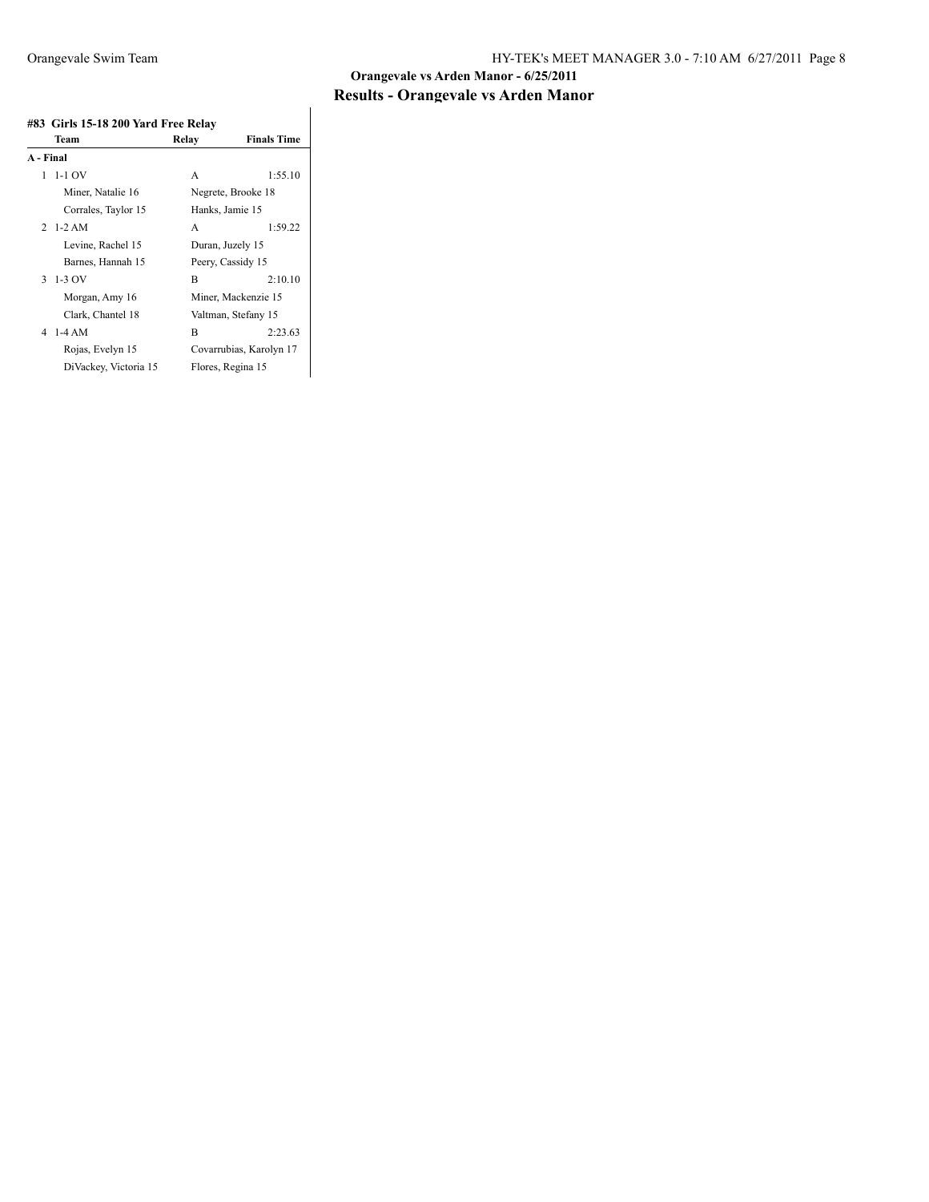## Orangevale vs Arden Manor - 6/25/2011

# Results - Orangevale vs Arden Manor

### #83 Girls 15-18 200 Yard Free Relay

| Team | Relay | Finals Time |
|---|---|---|
| **A - Final** | | |
| 1 1-1 OV | A | 1:55.10 |
| Miner, Natalie 16 | Negrete, Brooke 18 | |
| Corrales, Taylor 15 | Hanks, Jamie 15 | |
| 2 1-2 AM | A | 1:59.22 |
| Levine, Rachel 15 | Duran, Juzely 15 | |
| Barnes, Hannah 15 | Peery, Cassidy 15 | |
| 3 1-3 OV | B | 2:10.10 |
| Morgan, Amy 16 | Miner, Mackenzie 15 | |
| Clark, Chantel 18 | Valtman, Stefany 15 | |
| 4 1-4 AM | B | 2:23.63 |
| Rojas, Evelyn 15 | Covarrubias, Karolyn 17 | |
| DiVackey, Victoria 15 | Flores, Regina 15 | |